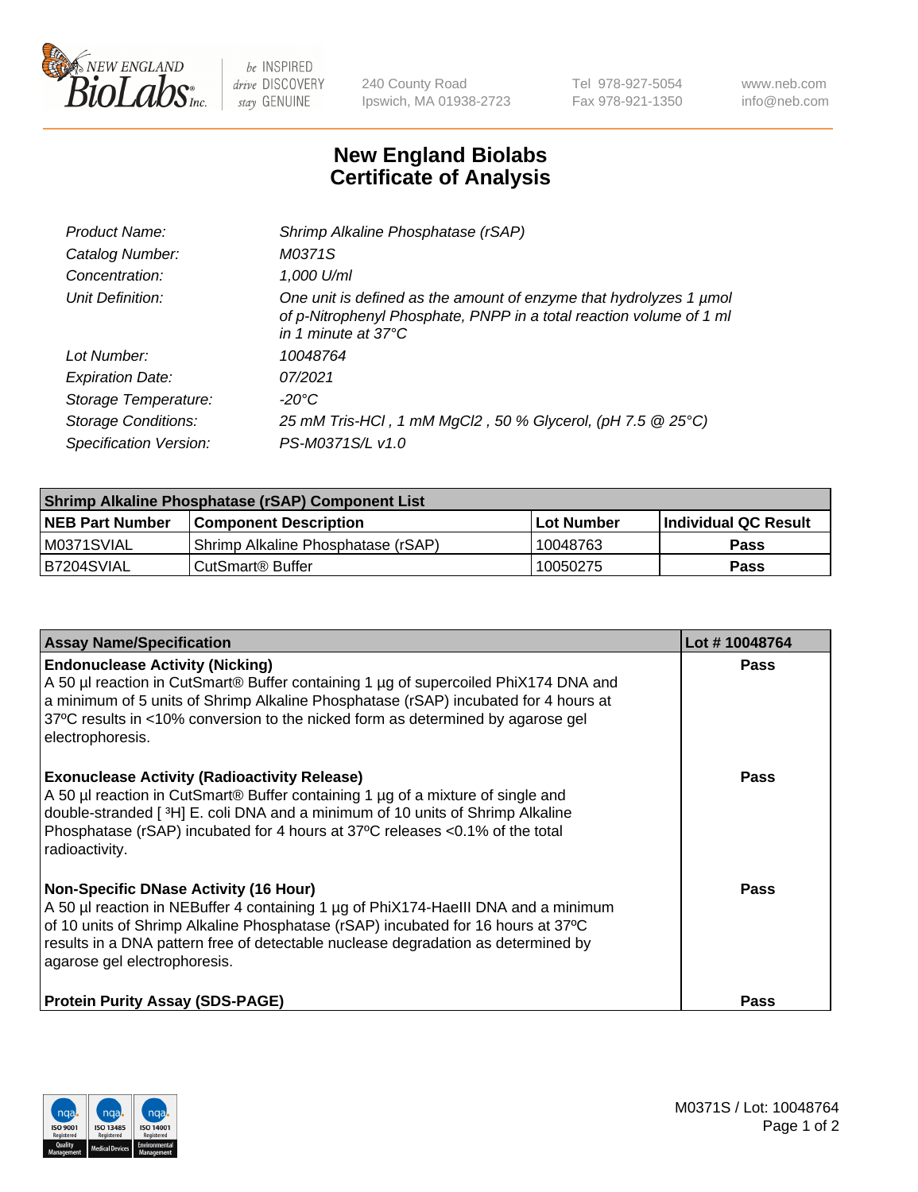240 County Road
Ipswich, MA 01938-2723

Tel 978-927-5054
Fax 978-921-1350

www.neb.com
info@neb.com

# New England Biolabs Certificate of Analysis

| | |
|---|---|
| *Product Name:* | *Shrimp Alkaline Phosphatase (rSAP)* |
| *Catalog Number:* | *M0371S* |
| *Concentration:* | *1,000 U/ml* |
| *Unit Definition:* | *One unit is defined as the amount of enzyme that hydrolyzes 1 µmol of p-Nitrophenyl Phosphate, PNPP in a total reaction volume of 1 ml in 1 minute at 37°C* |
| *Lot Number:* | *10048764* |
| *Expiration Date:* | *07/2021* |
| *Storage Temperature:* | *-20°C* |
| *Storage Conditions:* | *25 mM Tris-HCl , 1 mM MgCl2 , 50 % Glycerol, (pH 7.5 @ 25°C)* |
| *Specification Version:* | *PS-M0371S/L v1.0* |

| Shrimp Alkaline Phosphatase (rSAP) Component List | | | |
|---|---|---|---|
| **NEB Part Number** | **Component Description** | **Lot Number** | **Individual QC Result** |
| M0371SVIAL | Shrimp Alkaline Phosphatase (rSAP) | 10048763 | **Pass** |
| B7204SVIAL | CutSmart® Buffer | 10050275 | **Pass** |

| Assay Name/Specification | Lot # 10048764 |
|---|---|
| **Endonuclease Activity (Nicking)**<br>A 50 µl reaction in CutSmart® Buffer containing 1 µg of supercoiled PhiX174 DNA and a minimum of 5 units of Shrimp Alkaline Phosphatase (rSAP) incubated for 4 hours at 37ºC results in <10% conversion to the nicked form as determined by agarose gel electrophoresis. | **Pass** |
| **Exonuclease Activity (Radioactivity Release)**<br>A 50 µl reaction in CutSmart® Buffer containing 1 µg of a mixture of single and double-stranded [ $^3$H] E. coli DNA and a minimum of 10 units of Shrimp Alkaline Phosphatase (rSAP) incubated for 4 hours at 37ºC releases <0.1% of the total radioactivity. | **Pass** |
| **Non-Specific DNase Activity (16 Hour)**<br>A 50 µl reaction in NEBuffer 4 containing 1 µg of PhiX174-HaeIII DNA and a minimum of 10 units of Shrimp Alkaline Phosphatase (rSAP) incubated for 16 hours at 37ºC results in a DNA pattern free of detectable nuclease degradation as determined by agarose gel electrophoresis. | **Pass** |
| **Protein Purity Assay (SDS-PAGE)** | **Pass** |

M0371S / Lot: 10048764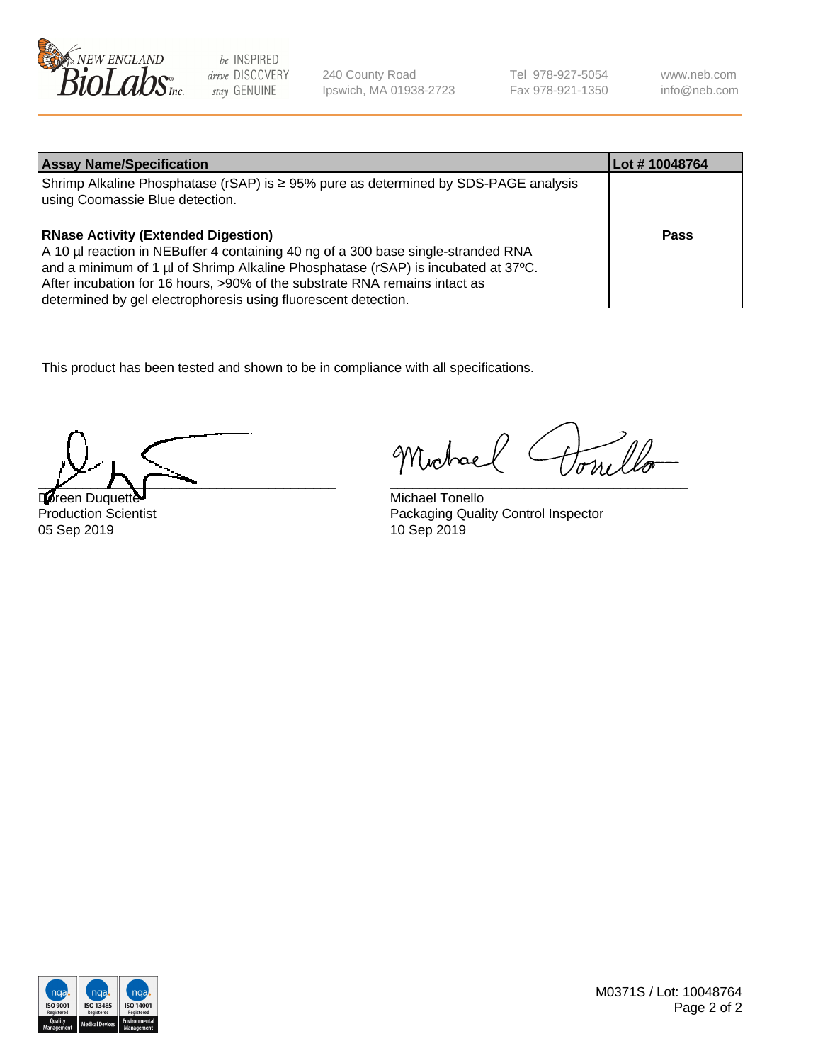| Assay Name/Specification | Lot # 10048764 |
|---|---|
| Shrimp Alkaline Phosphatase (rSAP) is ≥ 95% pure as determined by SDS-PAGE analysis using Coomassie Blue detection. | |
| **RNase Activity (Extended Digestion)**<br>A 10 µl reaction in NEBuffer 4 containing 40 ng of a 300 base single-stranded RNA and a minimum of 1 µl of Shrimp Alkaline Phosphatase (rSAP) is incubated at 37ºC. After incubation for 16 hours, >90% of the substrate RNA remains intact as determined by gel electrophoresis using fluorescent detection. | **Pass** |

This product has been tested and shown to be in compliance with all specifications.

Doreen Duquette
Production Scientist
05 Sep 2019

Michael Tonello
Packaging Quality Control Inspector
10 Sep 2019

M0371S / Lot: 10048764